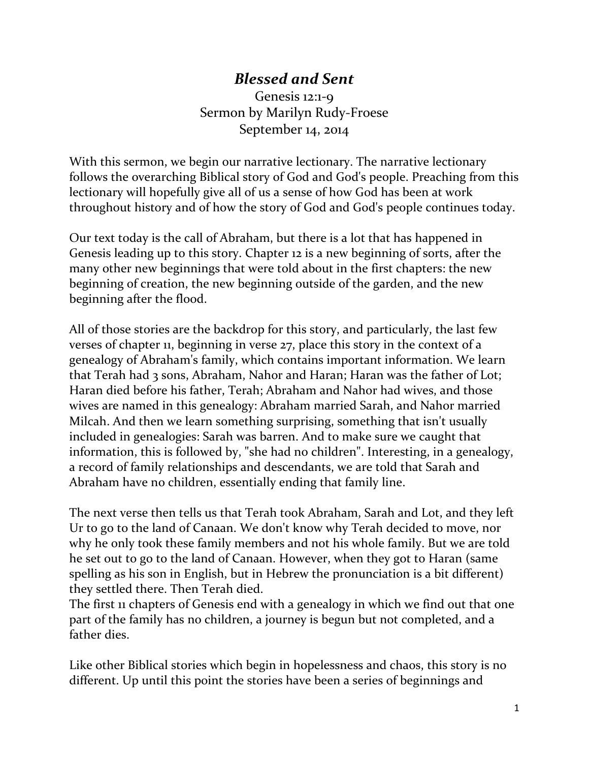# *Blessed and Sent*

Genesis 12:1-9
Sermon by Marilyn Rudy-Froese
September 14, 2014

With this sermon, we begin our narrative lectionary. The narrative lectionary follows the overarching Biblical story of God and God's people. Preaching from this lectionary will hopefully give all of us a sense of how God has been at work throughout history and of how the story of God and God's people continues today.

Our text today is the call of Abraham, but there is a lot that has happened in Genesis leading up to this story. Chapter 12 is a new beginning of sorts, after the many other new beginnings that were told about in the first chapters: the new beginning of creation, the new beginning outside of the garden, and the new beginning after the flood.

All of those stories are the backdrop for this story, and particularly, the last few verses of chapter 11, beginning in verse 27, place this story in the context of a genealogy of Abraham's family, which contains important information. We learn that Terah had 3 sons, Abraham, Nahor and Haran; Haran was the father of Lot; Haran died before his father, Terah; Abraham and Nahor had wives, and those wives are named in this genealogy: Abraham married Sarah, and Nahor married Milcah. And then we learn something surprising, something that isn't usually included in genealogies: Sarah was barren. And to make sure we caught that information, this is followed by, "she had no children". Interesting, in a genealogy, a record of family relationships and descendants, we are told that Sarah and Abraham have no children, essentially ending that family line.

The next verse then tells us that Terah took Abraham, Sarah and Lot, and they left Ur to go to the land of Canaan. We don't know why Terah decided to move, nor why he only took these family members and not his whole family. But we are told he set out to go to the land of Canaan. However, when they got to Haran (same spelling as his son in English, but in Hebrew the pronunciation is a bit different) they settled there. Then Terah died.
The first 11 chapters of Genesis end with a genealogy in which we find out that one part of the family has no children, a journey is begun but not completed, and a father dies.

Like other Biblical stories which begin in hopelessness and chaos, this story is no different. Up until this point the stories have been a series of beginnings and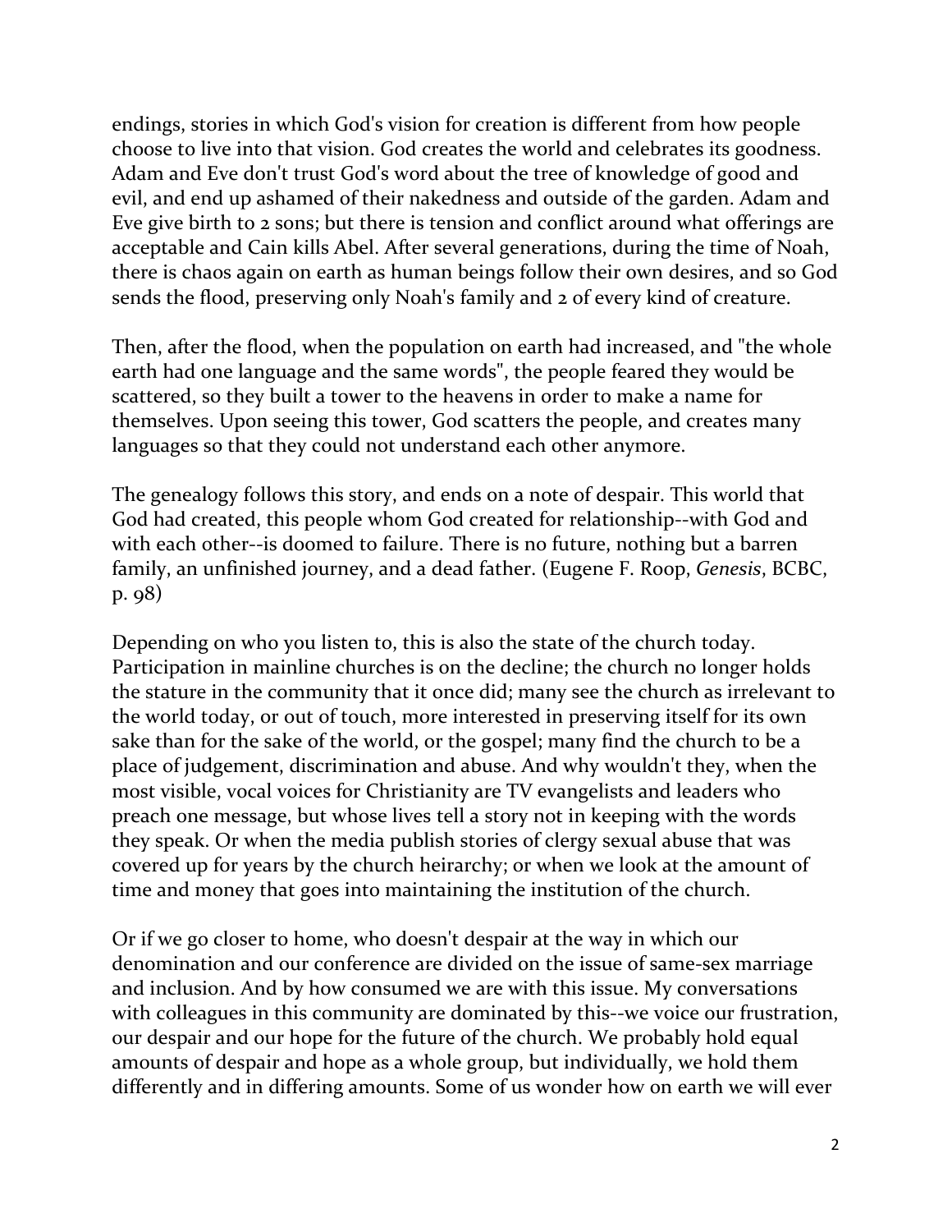endings, stories in which God's vision for creation is different from how people choose to live into that vision. God creates the world and celebrates its goodness. Adam and Eve don't trust God's word about the tree of knowledge of good and evil, and end up ashamed of their nakedness and outside of the garden. Adam and Eve give birth to 2 sons; but there is tension and conflict around what offerings are acceptable and Cain kills Abel. After several generations, during the time of Noah, there is chaos again on earth as human beings follow their own desires, and so God sends the flood, preserving only Noah's family and 2 of every kind of creature.

Then, after the flood, when the population on earth had increased, and "the whole earth had one language and the same words", the people feared they would be scattered, so they built a tower to the heavens in order to make a name for themselves. Upon seeing this tower, God scatters the people, and creates many languages so that they could not understand each other anymore.

The genealogy follows this story, and ends on a note of despair. This world that God had created, this people whom God created for relationship--with God and with each other--is doomed to failure. There is no future, nothing but a barren family, an unfinished journey, and a dead father. (Eugene F. Roop, *Genesis*, BCBC, p. 98)

Depending on who you listen to, this is also the state of the church today. Participation in mainline churches is on the decline; the church no longer holds the stature in the community that it once did; many see the church as irrelevant to the world today, or out of touch, more interested in preserving itself for its own sake than for the sake of the world, or the gospel; many find the church to be a place of judgement, discrimination and abuse. And why wouldn't they, when the most visible, vocal voices for Christianity are TV evangelists and leaders who preach one message, but whose lives tell a story not in keeping with the words they speak. Or when the media publish stories of clergy sexual abuse that was covered up for years by the church heirarchy; or when we look at the amount of time and money that goes into maintaining the institution of the church.

Or if we go closer to home, who doesn't despair at the way in which our denomination and our conference are divided on the issue of same-sex marriage and inclusion. And by how consumed we are with this issue. My conversations with colleagues in this community are dominated by this--we voice our frustration, our despair and our hope for the future of the church. We probably hold equal amounts of despair and hope as a whole group, but individually, we hold them differently and in differing amounts. Some of us wonder how on earth we will ever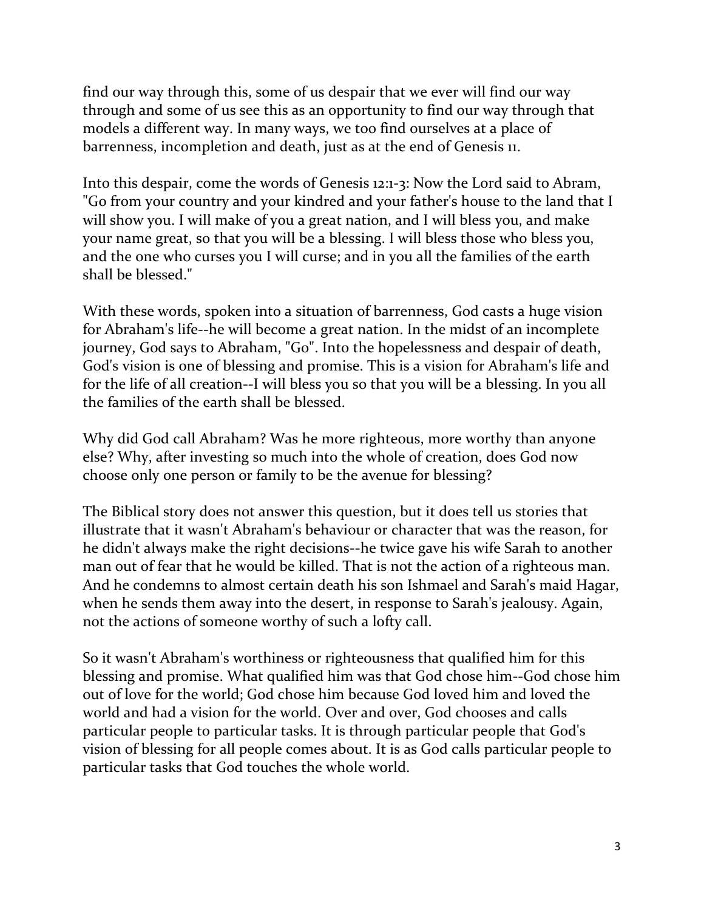find our way through this, some of us despair that we ever will find our way through and some of us see this as an opportunity to find our way through that models a different way. In many ways, we too find ourselves at a place of barrenness, incompletion and death, just as at the end of Genesis 11.

Into this despair, come the words of Genesis 12:1-3: Now the Lord said to Abram, "Go from your country and your kindred and your father's house to the land that I will show you. I will make of you a great nation, and I will bless you, and make your name great, so that you will be a blessing. I will bless those who bless you, and the one who curses you I will curse; and in you all the families of the earth shall be blessed."

With these words, spoken into a situation of barrenness, God casts a huge vision for Abraham's life--he will become a great nation. In the midst of an incomplete journey, God says to Abraham, "Go". Into the hopelessness and despair of death, God's vision is one of blessing and promise. This is a vision for Abraham's life and for the life of all creation--I will bless you so that you will be a blessing. In you all the families of the earth shall be blessed.

Why did God call Abraham? Was he more righteous, more worthy than anyone else? Why, after investing so much into the whole of creation, does God now choose only one person or family to be the avenue for blessing?

The Biblical story does not answer this question, but it does tell us stories that illustrate that it wasn't Abraham's behaviour or character that was the reason, for he didn't always make the right decisions--he twice gave his wife Sarah to another man out of fear that he would be killed. That is not the action of a righteous man. And he condemns to almost certain death his son Ishmael and Sarah's maid Hagar, when he sends them away into the desert, in response to Sarah's jealousy. Again, not the actions of someone worthy of such a lofty call.

So it wasn't Abraham's worthiness or righteousness that qualified him for this blessing and promise. What qualified him was that God chose him--God chose him out of love for the world; God chose him because God loved him and loved the world and had a vision for the world. Over and over, God chooses and calls particular people to particular tasks. It is through particular people that God's vision of blessing for all people comes about. It is as God calls particular people to particular tasks that God touches the whole world.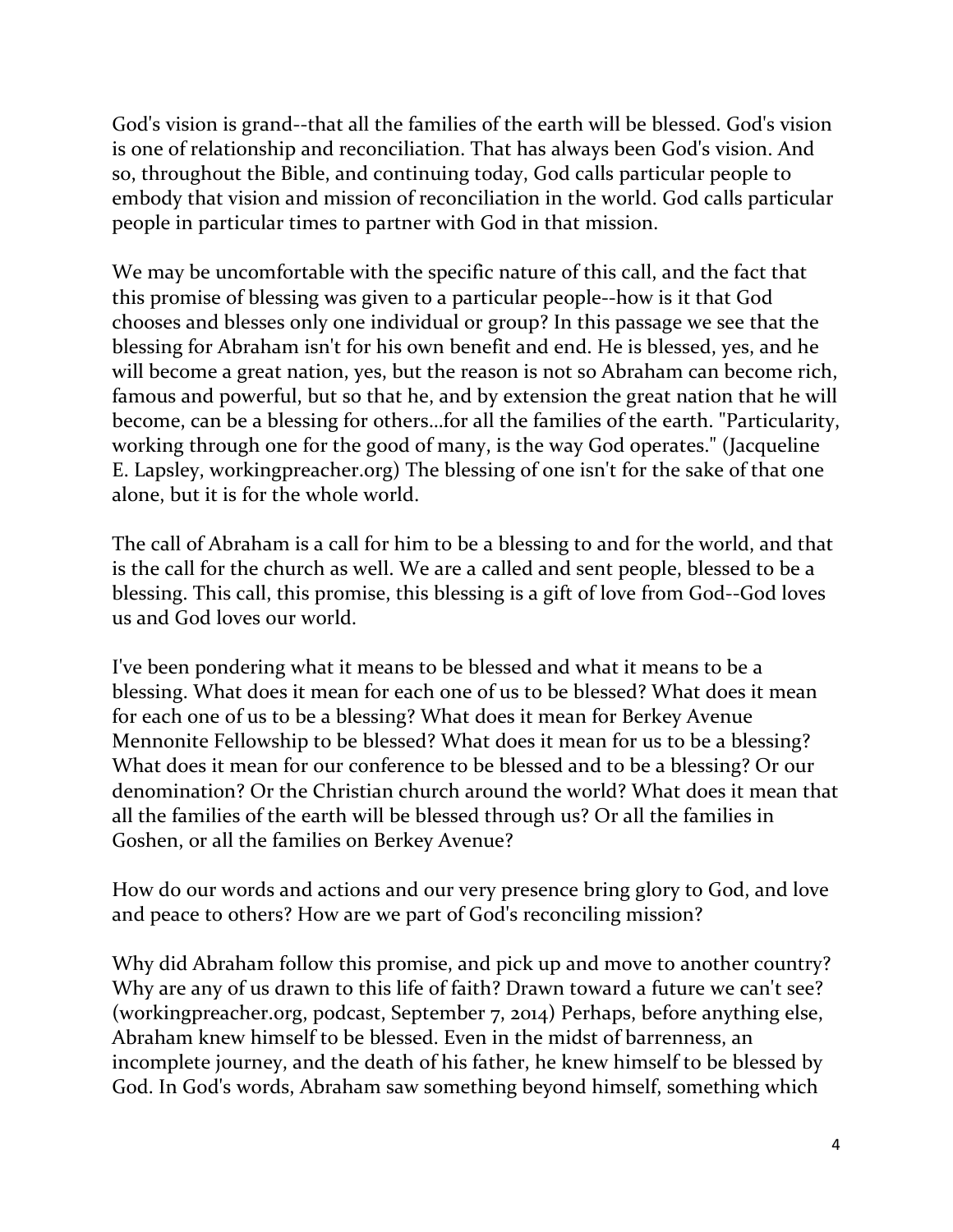God's vision is grand--that all the families of the earth will be blessed. God's vision is one of relationship and reconciliation. That has always been God's vision. And so, throughout the Bible, and continuing today, God calls particular people to embody that vision and mission of reconciliation in the world. God calls particular people in particular times to partner with God in that mission.

We may be uncomfortable with the specific nature of this call, and the fact that this promise of blessing was given to a particular people--how is it that God chooses and blesses only one individual or group? In this passage we see that the blessing for Abraham isn't for his own benefit and end. He is blessed, yes, and he will become a great nation, yes, but the reason is not so Abraham can become rich, famous and powerful, but so that he, and by extension the great nation that he will become, can be a blessing for others...for all the families of the earth. "Particularity, working through one for the good of many, is the way God operates." (Jacqueline E. Lapsley, workingpreacher.org) The blessing of one isn't for the sake of that one alone, but it is for the whole world.

The call of Abraham is a call for him to be a blessing to and for the world, and that is the call for the church as well. We are a called and sent people, blessed to be a blessing. This call, this promise, this blessing is a gift of love from God--God loves us and God loves our world.

I've been pondering what it means to be blessed and what it means to be a blessing. What does it mean for each one of us to be blessed? What does it mean for each one of us to be a blessing? What does it mean for Berkey Avenue Mennonite Fellowship to be blessed? What does it mean for us to be a blessing? What does it mean for our conference to be blessed and to be a blessing? Or our denomination? Or the Christian church around the world? What does it mean that all the families of the earth will be blessed through us? Or all the families in Goshen, or all the families on Berkey Avenue?

How do our words and actions and our very presence bring glory to God, and love and peace to others? How are we part of God's reconciling mission?

Why did Abraham follow this promise, and pick up and move to another country? Why are any of us drawn to this life of faith? Drawn toward a future we can't see? (workingpreacher.org, podcast, September 7, 2014) Perhaps, before anything else, Abraham knew himself to be blessed. Even in the midst of barrenness, an incomplete journey, and the death of his father, he knew himself to be blessed by God. In God's words, Abraham saw something beyond himself, something which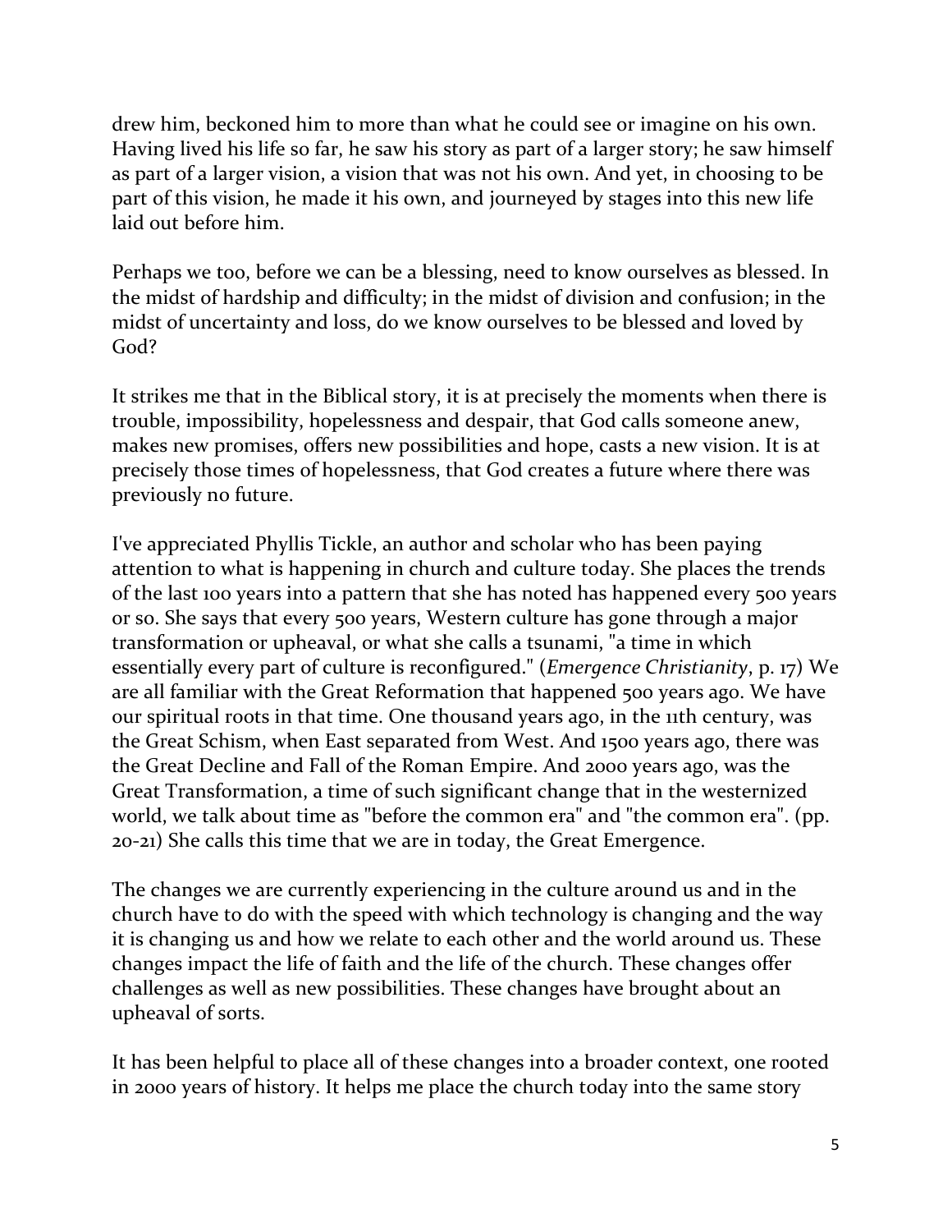drew him, beckoned him to more than what he could see or imagine on his own. Having lived his life so far, he saw his story as part of a larger story; he saw himself as part of a larger vision, a vision that was not his own. And yet, in choosing to be part of this vision, he made it his own, and journeyed by stages into this new life laid out before him.

Perhaps we too, before we can be a blessing, need to know ourselves as blessed. In the midst of hardship and difficulty; in the midst of division and confusion; in the midst of uncertainty and loss, do we know ourselves to be blessed and loved by God?

It strikes me that in the Biblical story, it is at precisely the moments when there is trouble, impossibility, hopelessness and despair, that God calls someone anew, makes new promises, offers new possibilities and hope, casts a new vision. It is at precisely those times of hopelessness, that God creates a future where there was previously no future.

I've appreciated Phyllis Tickle, an author and scholar who has been paying attention to what is happening in church and culture today. She places the trends of the last 100 years into a pattern that she has noted has happened every 500 years or so. She says that every 500 years, Western culture has gone through a major transformation or upheaval, or what she calls a tsunami, "a time in which essentially every part of culture is reconfigured." (*Emergence Christianity*, p. 17) We are all familiar with the Great Reformation that happened 500 years ago. We have our spiritual roots in that time. One thousand years ago, in the 11th century, was the Great Schism, when East separated from West. And 1500 years ago, there was the Great Decline and Fall of the Roman Empire. And 2000 years ago, was the Great Transformation, a time of such significant change that in the westernized world, we talk about time as "before the common era" and "the common era". (pp. 20-21) She calls this time that we are in today, the Great Emergence.

The changes we are currently experiencing in the culture around us and in the church have to do with the speed with which technology is changing and the way it is changing us and how we relate to each other and the world around us. These changes impact the life of faith and the life of the church. These changes offer challenges as well as new possibilities. These changes have brought about an upheaval of sorts.

It has been helpful to place all of these changes into a broader context, one rooted in 2000 years of history. It helps me place the church today into the same story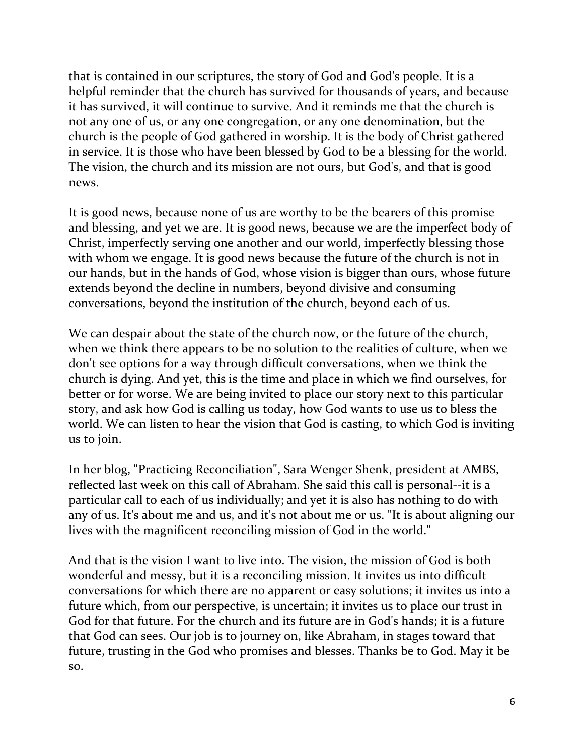that is contained in our scriptures, the story of God and God's people. It is a helpful reminder that the church has survived for thousands of years, and because it has survived, it will continue to survive. And it reminds me that the church is not any one of us, or any one congregation, or any one denomination, but the church is the people of God gathered in worship. It is the body of Christ gathered in service. It is those who have been blessed by God to be a blessing for the world. The vision, the church and its mission are not ours, but God's, and that is good news.

It is good news, because none of us are worthy to be the bearers of this promise and blessing, and yet we are. It is good news, because we are the imperfect body of Christ, imperfectly serving one another and our world, imperfectly blessing those with whom we engage. It is good news because the future of the church is not in our hands, but in the hands of God, whose vision is bigger than ours, whose future extends beyond the decline in numbers, beyond divisive and consuming conversations, beyond the institution of the church, beyond each of us.

We can despair about the state of the church now, or the future of the church, when we think there appears to be no solution to the realities of culture, when we don't see options for a way through difficult conversations, when we think the church is dying. And yet, this is the time and place in which we find ourselves, for better or for worse. We are being invited to place our story next to this particular story, and ask how God is calling us today, how God wants to use us to bless the world. We can listen to hear the vision that God is casting, to which God is inviting us to join.

In her blog, "Practicing Reconciliation", Sara Wenger Shenk, president at AMBS, reflected last week on this call of Abraham. She said this call is personal--it is a particular call to each of us individually; and yet it is also has nothing to do with any of us. It's about me and us, and it's not about me or us. "It is about aligning our lives with the magnificent reconciling mission of God in the world."

And that is the vision I want to live into. The vision, the mission of God is both wonderful and messy, but it is a reconciling mission. It invites us into difficult conversations for which there are no apparent or easy solutions; it invites us into a future which, from our perspective, is uncertain; it invites us to place our trust in God for that future. For the church and its future are in God's hands; it is a future that God can sees. Our job is to journey on, like Abraham, in stages toward that future, trusting in the God who promises and blesses. Thanks be to God. May it be so.